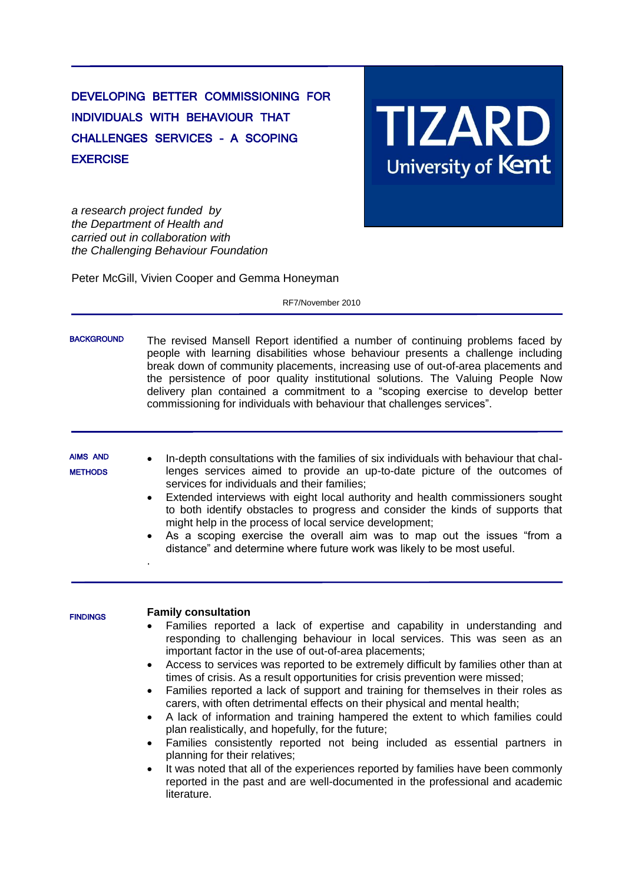# DEVELOPING BETTER COMMISSIONING FOR INDIVIDUALS WITH BEHAVIOUR THAT CHALLENGES SERVICES - A SCOPING EXERCISE

TIZARD
University of Kent

*a research project funded by*
*the Department of Health and*
*carried out in collaboration with*
*the Challenging Behaviour Foundation*

Peter McGill, Vivien Cooper and Gemma Honeyman

RF7/November 2010

## BACKGROUND

The revised Mansell Report identified a number of continuing problems faced by people with learning disabilities whose behaviour presents a challenge including break down of community placements, increasing use of out-of-area placements and the persistence of poor quality institutional solutions. The Valuing People Now delivery plan contained a commitment to a "scoping exercise to develop better commissioning for individuals with behaviour that challenges services".

## AIMS AND METHODS

- In-depth consultations with the families of six individuals with behaviour that challenges services aimed to provide an up-to-date picture of the outcomes of services for individuals and their families;
- Extended interviews with eight local authority and health commissioners sought to both identify obstacles to progress and consider the kinds of supports that might help in the process of local service development;
- As a scoping exercise the overall aim was to map out the issues "from a distance" and determine where future work was likely to be most useful.

## FINDINGS

**Family consultation**

- Families reported a lack of expertise and capability in understanding and responding to challenging behaviour in local services. This was seen as an important factor in the use of out-of-area placements;
- Access to services was reported to be extremely difficult by families other than at times of crisis. As a result opportunities for crisis prevention were missed;
- Families reported a lack of support and training for themselves in their roles as carers, with often detrimental effects on their physical and mental health;
- A lack of information and training hampered the extent to which families could plan realistically, and hopefully, for the future;
- Families consistently reported not being included as essential partners in planning for their relatives;
- It was noted that all of the experiences reported by families have been commonly reported in the past and are well-documented in the professional and academic literature.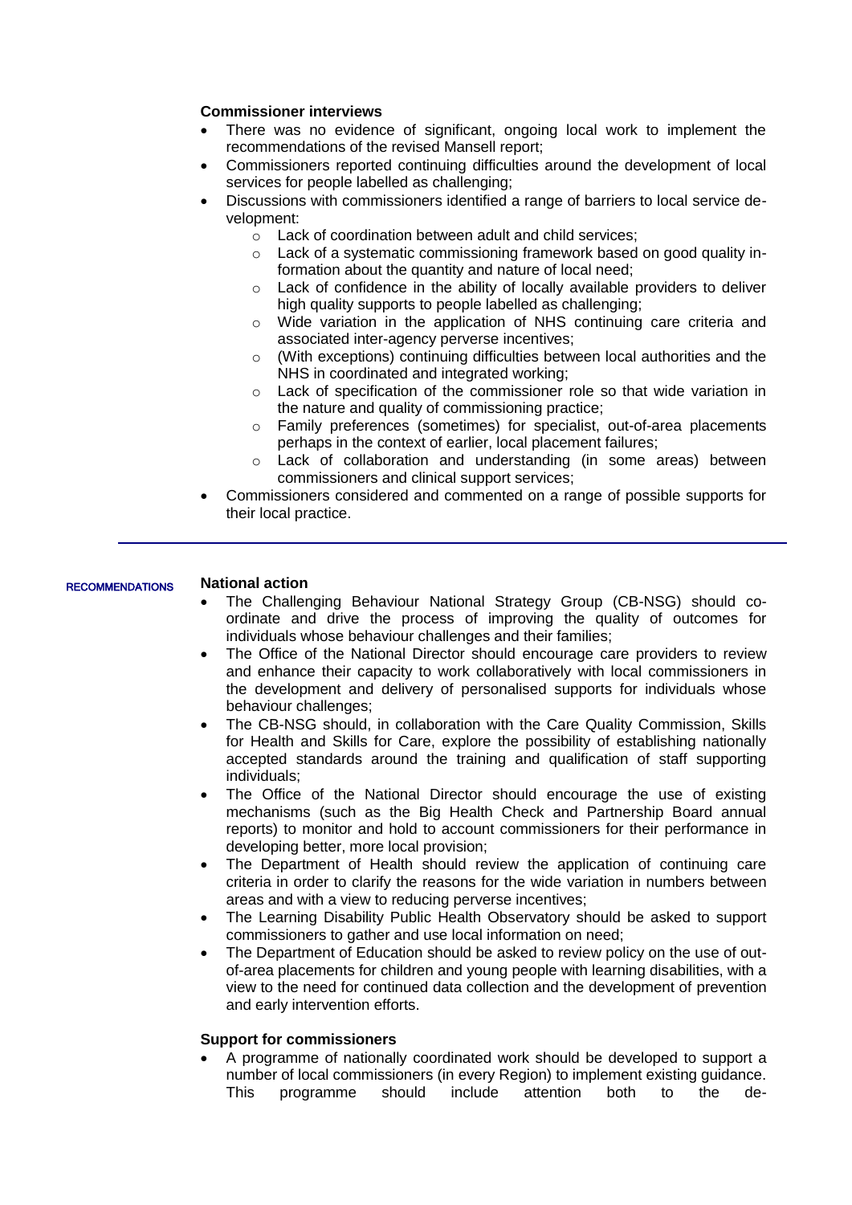**Commissioner interviews**

- There was no evidence of significant, ongoing local work to implement the recommendations of the revised Mansell report;
- Commissioners reported continuing difficulties around the development of local services for people labelled as challenging;
- Discussions with commissioners identified a range of barriers to local service development:
  - Lack of coordination between adult and child services;
  - Lack of a systematic commissioning framework based on good quality information about the quantity and nature of local need;
  - Lack of confidence in the ability of locally available providers to deliver high quality supports to people labelled as challenging;
  - Wide variation in the application of NHS continuing care criteria and associated inter-agency perverse incentives;
  - (With exceptions) continuing difficulties between local authorities and the NHS in coordinated and integrated working;
  - Lack of specification of the commissioner role so that wide variation in the nature and quality of commissioning practice;
  - Family preferences (sometimes) for specialist, out-of-area placements perhaps in the context of earlier, local placement failures;
  - Lack of collaboration and understanding (in some areas) between commissioners and clinical support services;
- Commissioners considered and commented on a range of possible supports for their local practice.

---

RECOMMENDATIONS

**National action**

- The Challenging Behaviour National Strategy Group (CB-NSG) should co-ordinate and drive the process of improving the quality of outcomes for individuals whose behaviour challenges and their families;
- The Office of the National Director should encourage care providers to review and enhance their capacity to work collaboratively with local commissioners in the development and delivery of personalised supports for individuals whose behaviour challenges;
- The CB-NSG should, in collaboration with the Care Quality Commission, Skills for Health and Skills for Care, explore the possibility of establishing nationally accepted standards around the training and qualification of staff supporting individuals;
- The Office of the National Director should encourage the use of existing mechanisms (such as the Big Health Check and Partnership Board annual reports) to monitor and hold to account commissioners for their performance in developing better, more local provision;
- The Department of Health should review the application of continuing care criteria in order to clarify the reasons for the wide variation in numbers between areas and with a view to reducing perverse incentives;
- The Learning Disability Public Health Observatory should be asked to support commissioners to gather and use local information on need;
- The Department of Education should be asked to review policy on the use of out-of-area placements for children and young people with learning disabilities, with a view to the need for continued data collection and the development of prevention and early intervention efforts.

**Support for commissioners**

- A programme of nationally coordinated work should be developed to support a number of local commissioners (in every Region) to implement existing guidance. This programme should include attention both to the de-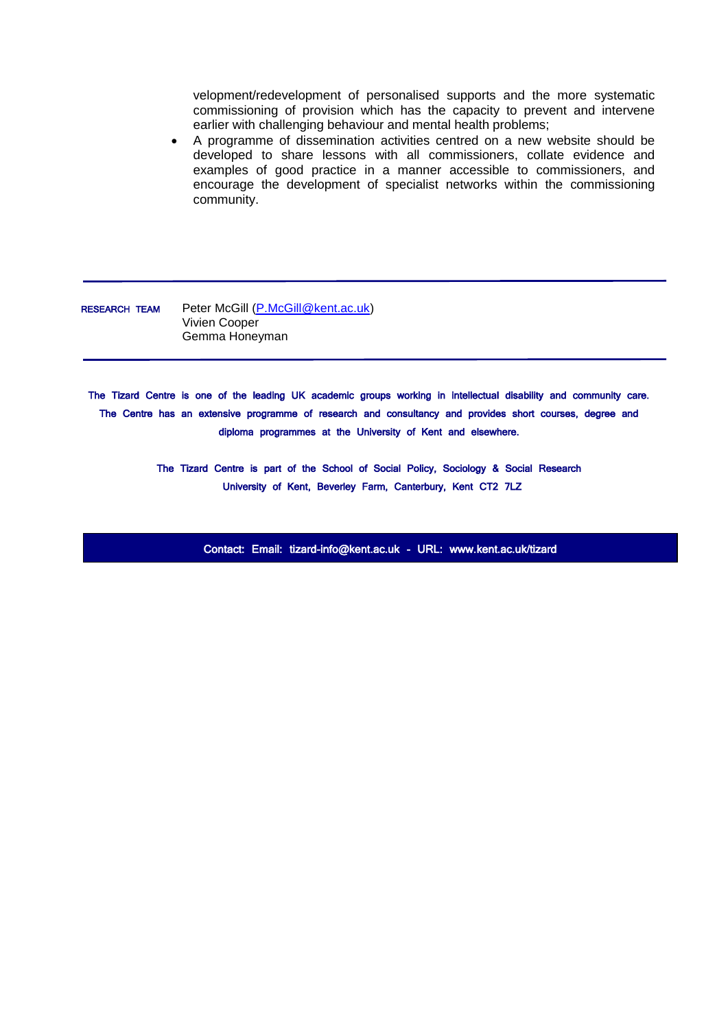velopment/redevelopment of personalised supports and the more systematic commissioning of provision which has the capacity to prevent and intervene earlier with challenging behaviour and mental health problems;

- A programme of dissemination activities centred on a new website should be developed to share lessons with all commissioners, collate evidence and examples of good practice in a manner accessible to commissioners, and encourage the development of specialist networks within the commissioning community.

---

RESEARCH TEAM

Peter McGill (P.McGill@kent.ac.uk)
Vivien Cooper
Gemma Honeyman

---

The Tizard Centre is one of the leading UK academic groups working in intellectual disability and community care. The Centre has an extensive programme of research and consultancy and provides short courses, degree and diploma programmes at the University of Kent and elsewhere.

The Tizard Centre is part of the School of Social Policy, Sociology & Social Research
University of Kent, Beverley Farm, Canterbury, Kent CT2 7LZ

Contact: Email: tizard-info@kent.ac.uk - URL: www.kent.ac.uk/tizard